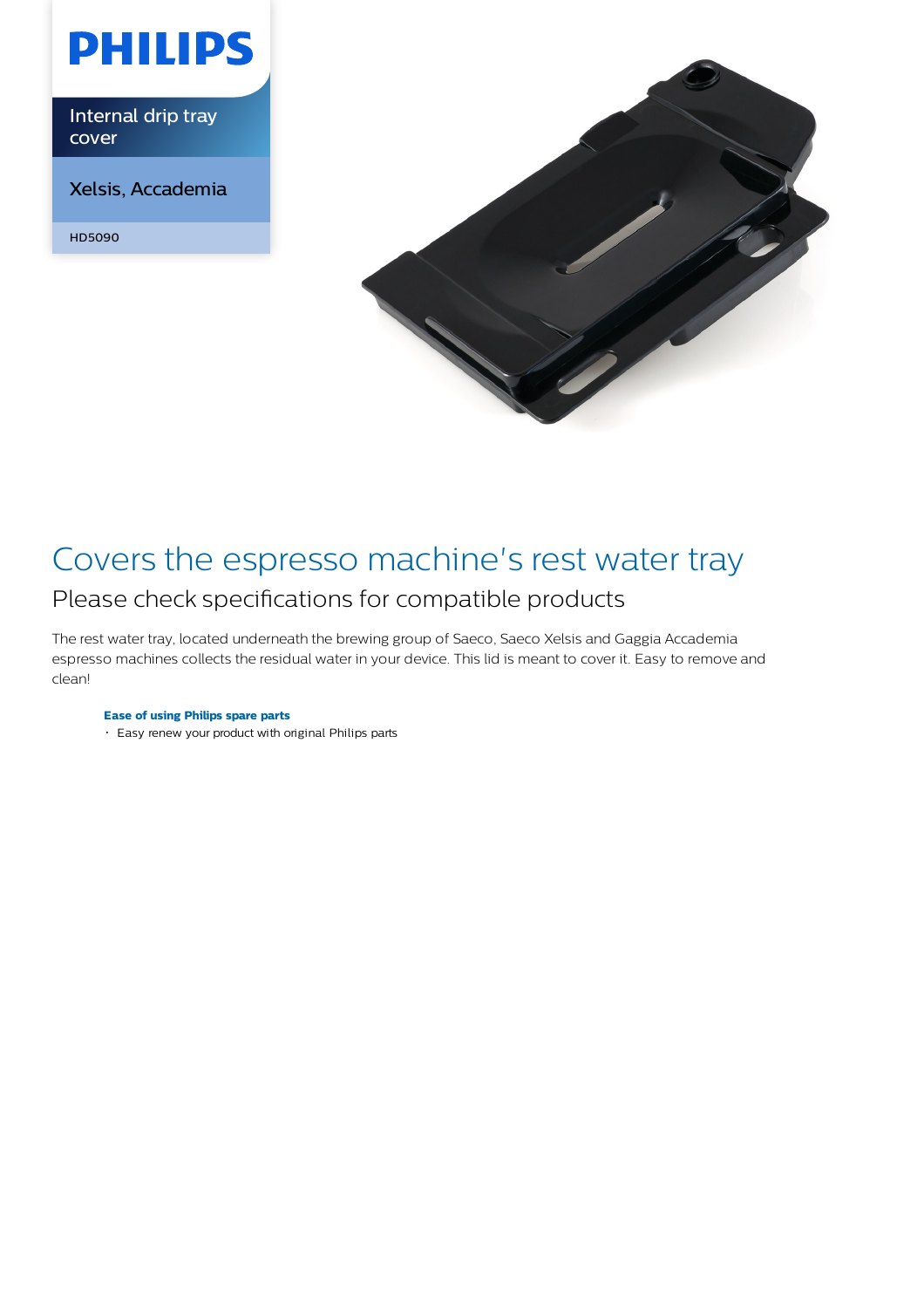PHILIPS

Internal drip tray cover

Xelsis, Accademia

HD5090

# Covers the espresso machine's rest water tray

## Please check specifications for compatible products

The rest water tray, located underneath the brewing group of Saeco, Saeco Xelsis and Gaggia Accademia espresso machines collects the residual water in your device. This lid is meant to cover it. Easy to remove and clean!

**Ease of using Philips spare parts**

- Easy renew your product with original Philips parts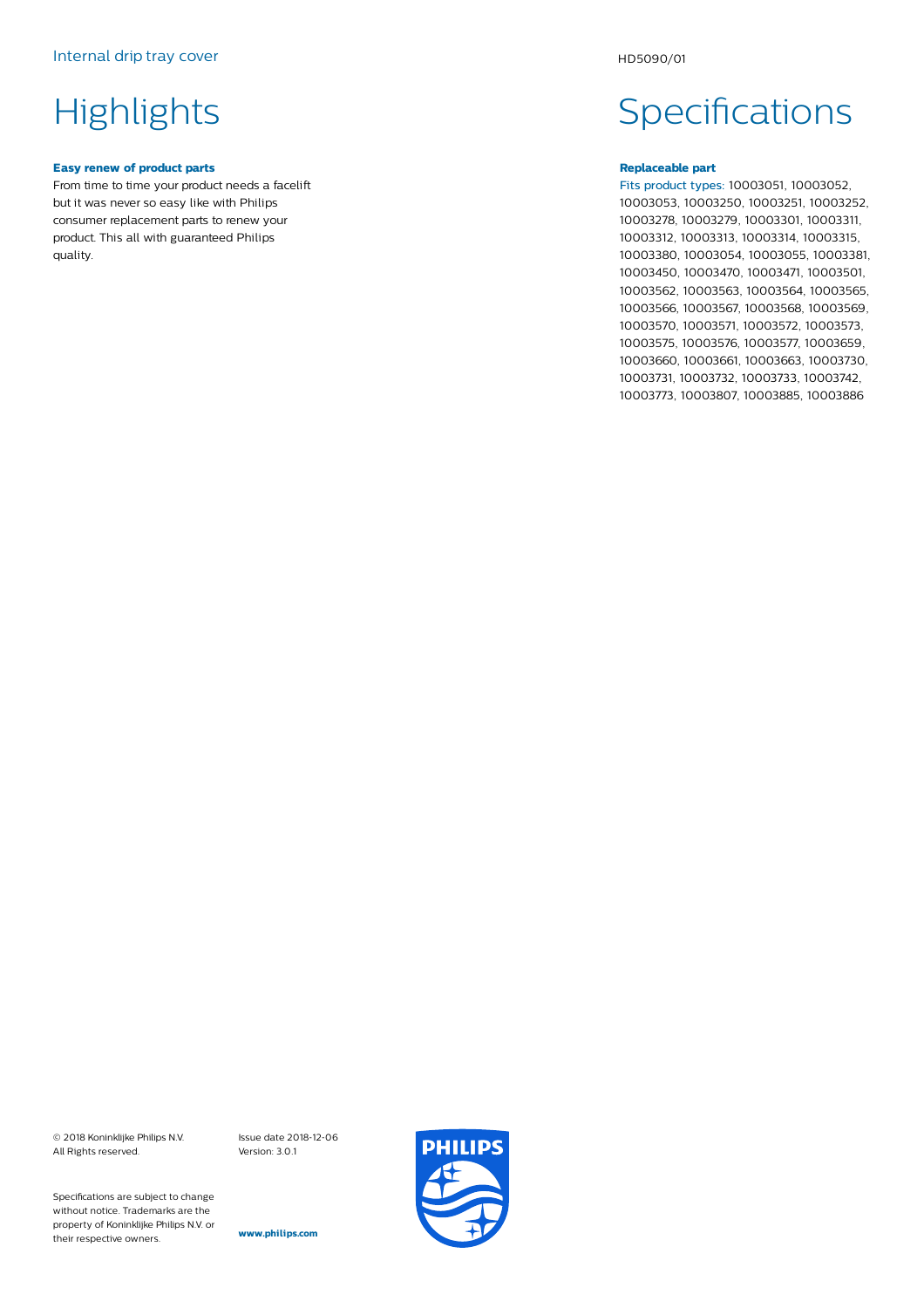Internal drip tray cover

# Highlights

**Easy renew of product parts**

From time to time your product needs a facelift but it was never so easy like with Philips consumer replacement parts to renew your product. This all with guaranteed Philips quality.

HD5090/01

# Specifications

**Replaceable part**

Fits product types: 10003051, 10003052, 10003053, 10003250, 10003251, 10003252, 10003278, 10003279, 10003301, 10003311, 10003312, 10003313, 10003314, 10003315, 10003380, 10003054, 10003055, 10003381, 10003450, 10003470, 10003471, 10003501, 10003562, 10003563, 10003564, 10003565, 10003566, 10003567, 10003568, 10003569, 10003570, 10003571, 10003572, 10003573, 10003575, 10003576, 10003577, 10003659, 10003660, 10003661, 10003663, 10003730, 10003731, 10003732, 10003733, 10003742, 10003773, 10003807, 10003885, 10003886

© 2018 Koninklijke Philips N.V.
All Rights reserved.

Issue date 2018-12-06
Version: 3.0.1

Specifications are subject to change without notice. Trademarks are the property of Koninklijke Philips N.V. or their respective owners.

**www.philips.com**